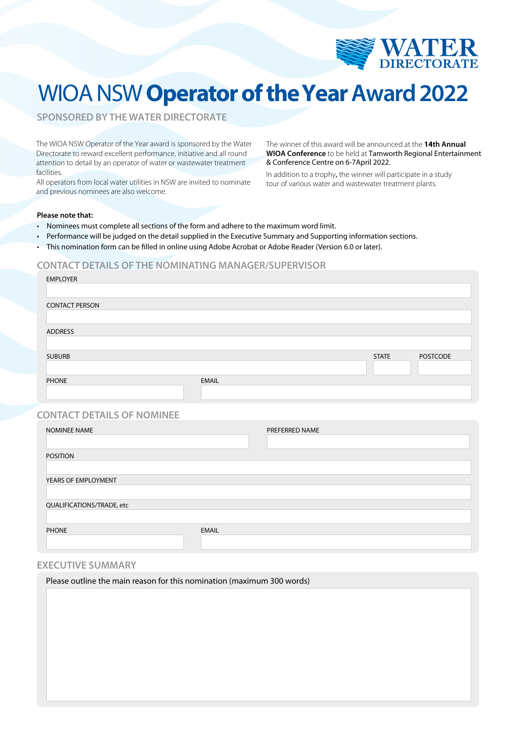WATER DIRECTORATE

# WIOA NSW **Operator of the Year Award 2022**

## SPONSORED BY THE WATER DIRECTORATE

The WIOA NSW Operator of the Year award is sponsored by the Water Directorate to reward excellent performance, initiative and all round attention to detail by an operator of water or wastewater treatment facilities.

All operators from local water utilities in NSW are invited to nominate and previous nominees are also welcome.

The winner of this award will be announced at the **14th Annual WIOA Conference** to be held at Tamworth Regional Entertainment & Conference Centre on 6-7April 2022.

In addition to a trophy, the winner will participate in a study tour of various water and wastewater treatment plants.

**Please note that:**

- Nominees must complete all sections of the form and adhere to the maximum word limit.
- Performance will be judged on the detail supplied in the Executive Summary and Supporting information sections.
- This nomination form can be filled in online using Adobe Acrobat or Adobe Reader (Version 6.0 or later).

## CONTACT DETAILS OF THE NOMINATING MANAGER/SUPERVISOR

EMPLOYER

CONTACT PERSON

ADDRESS

SUBURB | STATE | POSTCODE

PHONE | EMAIL

## CONTACT DETAILS OF NOMINEE

NOMINEE NAME | PREFERRED NAME

POSITION

YEARS OF EMPLOYMENT

QUALIFICATIONS/TRADE, etc

PHONE | EMAIL

## EXECUTIVE SUMMARY

Please outline the main reason for this nomination (maximum 300 words)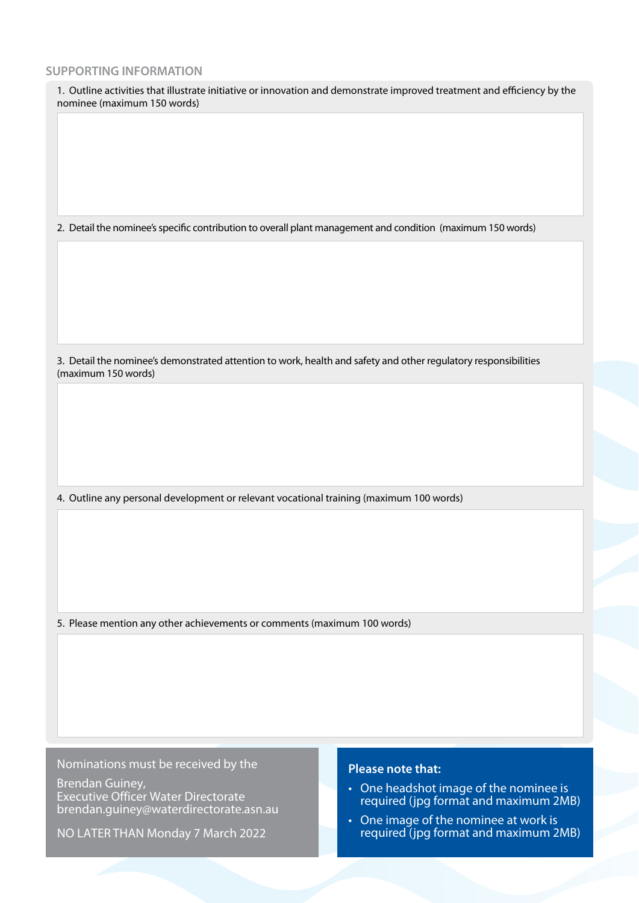## SUPPORTING INFORMATION

1. Outline activities that illustrate initiative or innovation and demonstrate improved treatment and efficiency by the nominee (maximum 150 words)

2. Detail the nominee's specific contribution to overall plant management and condition (maximum 150 words)

3. Detail the nominee's demonstrated attention to work, health and safety and other regulatory responsibilities (maximum 150 words)

4. Outline any personal development or relevant vocational training (maximum 100 words)

5. Please mention any other achievements or comments (maximum 100 words)

Nominations must be received by the

Brendan Guiney,
Executive Officer Water Directorate
brendan.guiney@waterdirectorate.asn.au

NO LATER THAN Monday 7 March 2022

**Please note that:**

- One headshot image of the nominee is required (jpg format and maximum 2MB)
- One image of the nominee at work is required (jpg format and maximum 2MB)